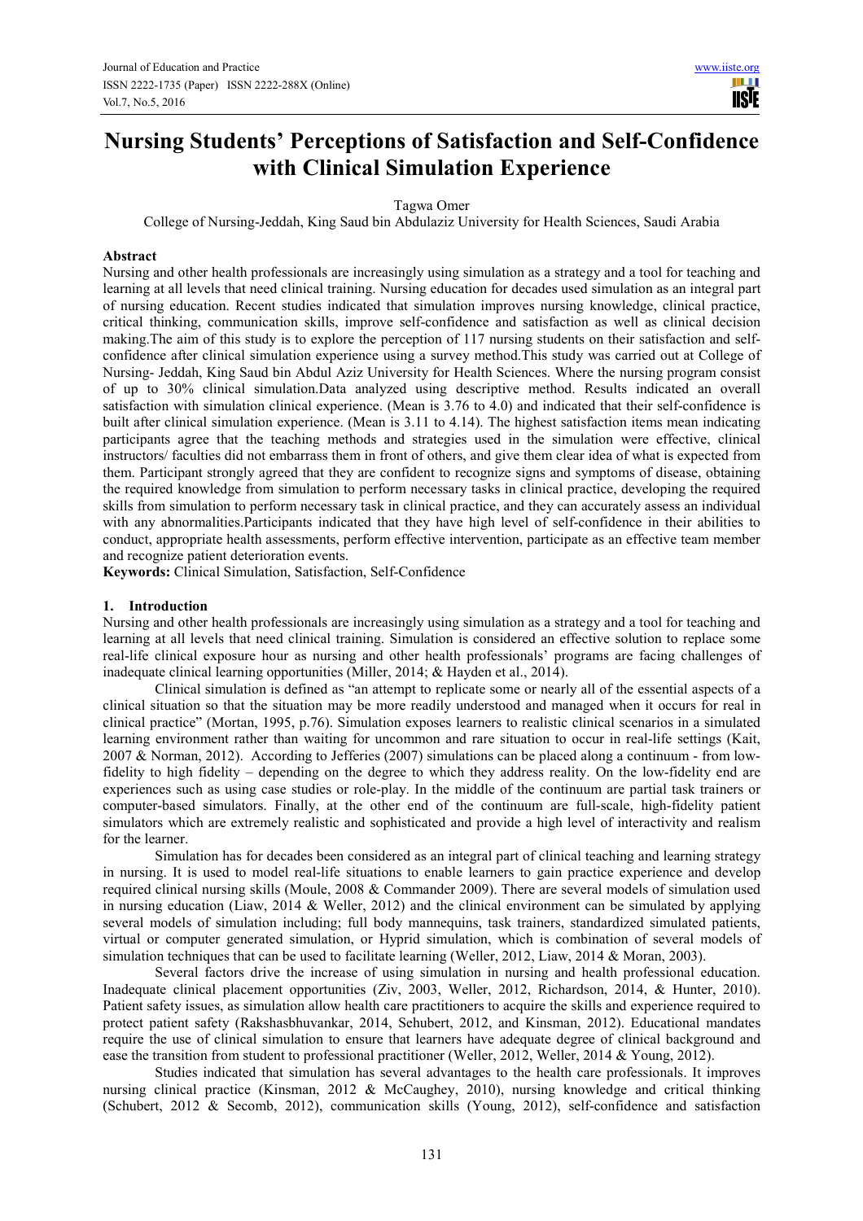# Nursing Students' Perceptions of Satisfaction and Self-Confidence with Clinical Simulation Experience

Tagwa Omer

College of Nursing-Jeddah, King Saud bin Abdulaziz University for Health Sciences, Saudi Arabia

## Abstract

Nursing and other health professionals are increasingly using simulation as a strategy and a tool for teaching and learning at all levels that need clinical training. Nursing education for decades used simulation as an integral part of nursing education. Recent studies indicated that simulation improves nursing knowledge, clinical practice, critical thinking, communication skills, improve self-confidence and satisfaction as well as clinical decision making.The aim of this study is to explore the perception of 117 nursing students on their satisfaction and self-confidence after clinical simulation experience using a survey method.This study was carried out at College of Nursing- Jeddah, King Saud bin Abdul Aziz University for Health Sciences. Where the nursing program consist of up to 30% clinical simulation.Data analyzed using descriptive method. Results indicated an overall satisfaction with simulation clinical experience. (Mean is 3.76 to 4.0) and indicated that their self-confidence is built after clinical simulation experience. (Mean is 3.11 to 4.14). The highest satisfaction items mean indicating participants agree that the teaching methods and strategies used in the simulation were effective, clinical instructors/ faculties did not embarrass them in front of others, and give them clear idea of what is expected from them. Participant strongly agreed that they are confident to recognize signs and symptoms of disease, obtaining the required knowledge from simulation to perform necessary tasks in clinical practice, developing the required skills from simulation to perform necessary task in clinical practice, and they can accurately assess an individual with any abnormalities.Participants indicated that they have high level of self-confidence in their abilities to conduct, appropriate health assessments, perform effective intervention, participate as an effective team member and recognize patient deterioration events.

**Keywords:** Clinical Simulation, Satisfaction, Self-Confidence

## 1. Introduction

Nursing and other health professionals are increasingly using simulation as a strategy and a tool for teaching and learning at all levels that need clinical training. Simulation is considered an effective solution to replace some real-life clinical exposure hour as nursing and other health professionals' programs are facing challenges of inadequate clinical learning opportunities (Miller, 2014; & Hayden et al., 2014).

Clinical simulation is defined as "an attempt to replicate some or nearly all of the essential aspects of a clinical situation so that the situation may be more readily understood and managed when it occurs for real in clinical practice" (Mortan, 1995, p.76). Simulation exposes learners to realistic clinical scenarios in a simulated learning environment rather than waiting for uncommon and rare situation to occur in real-life settings (Kait, 2007 & Norman, 2012). According to Jefferies (2007) simulations can be placed along a continuum - from low-fidelity to high fidelity – depending on the degree to which they address reality. On the low-fidelity end are experiences such as using case studies or role-play. In the middle of the continuum are partial task trainers or computer-based simulators. Finally, at the other end of the continuum are full-scale, high-fidelity patient simulators which are extremely realistic and sophisticated and provide a high level of interactivity and realism for the learner.

Simulation has for decades been considered as an integral part of clinical teaching and learning strategy in nursing. It is used to model real-life situations to enable learners to gain practice experience and develop required clinical nursing skills (Moule, 2008 & Commander 2009). There are several models of simulation used in nursing education (Liaw, 2014 & Weller, 2012) and the clinical environment can be simulated by applying several models of simulation including; full body mannequins, task trainers, standardized simulated patients, virtual or computer generated simulation, or Hyprid simulation, which is combination of several models of simulation techniques that can be used to facilitate learning (Weller, 2012, Liaw, 2014 & Moran, 2003).

Several factors drive the increase of using simulation in nursing and health professional education. Inadequate clinical placement opportunities (Ziv, 2003, Weller, 2012, Richardson, 2014, & Hunter, 2010). Patient safety issues, as simulation allow health care practitioners to acquire the skills and experience required to protect patient safety (Rakshasbhuvankar, 2014, Sehubert, 2012, and Kinsman, 2012). Educational mandates require the use of clinical simulation to ensure that learners have adequate degree of clinical background and ease the transition from student to professional practitioner (Weller, 2012, Weller, 2014 & Young, 2012).

Studies indicated that simulation has several advantages to the health care professionals. It improves nursing clinical practice (Kinsman, 2012 & McCaughey, 2010), nursing knowledge and critical thinking (Schubert, 2012 & Secomb, 2012), communication skills (Young, 2012), self-confidence and satisfaction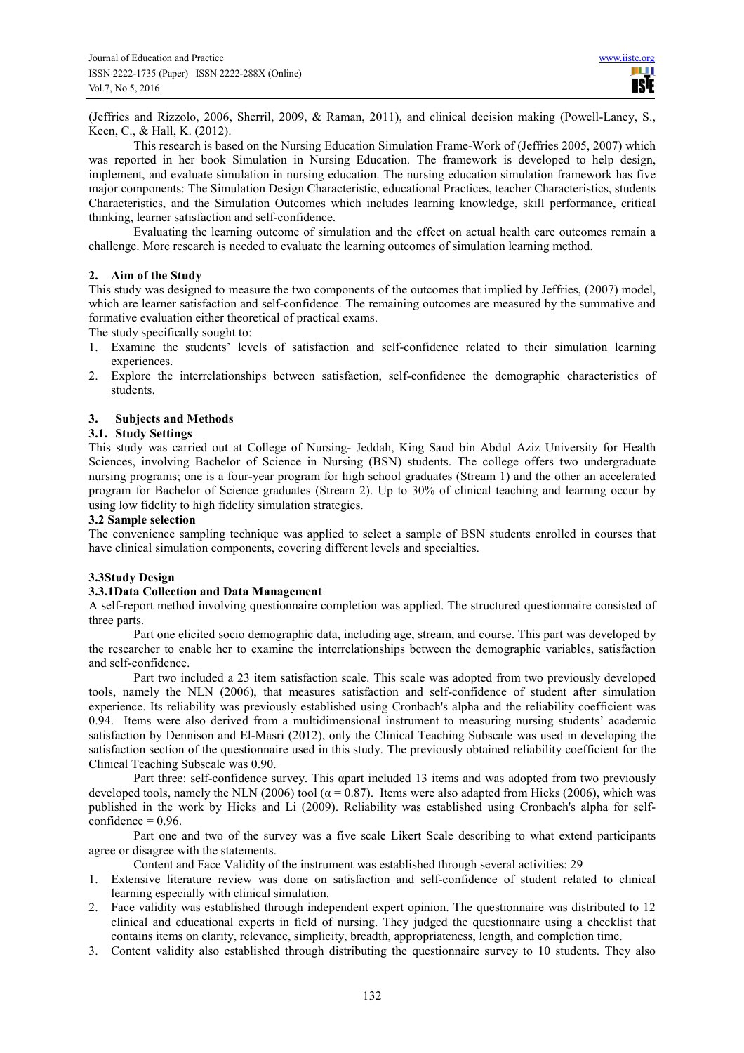(Jeffries and Rizzolo, 2006, Sherril, 2009, & Raman, 2011), and clinical decision making (Powell-Laney, S., Keen, C., & Hall, K. (2012).

This research is based on the Nursing Education Simulation Frame-Work of (Jeffries 2005, 2007) which was reported in her book Simulation in Nursing Education. The framework is developed to help design, implement, and evaluate simulation in nursing education. The nursing education simulation framework has five major components: The Simulation Design Characteristic, educational Practices, teacher Characteristics, students Characteristics, and the Simulation Outcomes which includes learning knowledge, skill performance, critical thinking, learner satisfaction and self-confidence.

Evaluating the learning outcome of simulation and the effect on actual health care outcomes remain a challenge. More research is needed to evaluate the learning outcomes of simulation learning method.

## 2. Aim of the Study

This study was designed to measure the two components of the outcomes that implied by Jeffries, (2007) model, which are learner satisfaction and self-confidence. The remaining outcomes are measured by the summative and formative evaluation either theoretical of practical exams.

The study specifically sought to:

1. Examine the students' levels of satisfaction and self-confidence related to their simulation learning experiences.
2. Explore the interrelationships between satisfaction, self-confidence the demographic characteristics of students.

## 3. Subjects and Methods

### 3.1. Study Settings

This study was carried out at College of Nursing- Jeddah, King Saud bin Abdul Aziz University for Health Sciences, involving Bachelor of Science in Nursing (BSN) students. The college offers two undergraduate nursing programs; one is a four-year program for high school graduates (Stream 1) and the other an accelerated program for Bachelor of Science graduates (Stream 2). Up to 30% of clinical teaching and learning occur by using low fidelity to high fidelity simulation strategies.

### 3.2 Sample selection

The convenience sampling technique was applied to select a sample of BSN students enrolled in courses that have clinical simulation components, covering different levels and specialties.

### 3.3Study Design

#### 3.3.1Data Collection and Data Management

A self-report method involving questionnaire completion was applied. The structured questionnaire consisted of three parts.

Part one elicited socio demographic data, including age, stream, and course. This part was developed by the researcher to enable her to examine the interrelationships between the demographic variables, satisfaction and self-confidence.

Part two included a 23 item satisfaction scale. This scale was adopted from two previously developed tools, namely the NLN (2006), that measures satisfaction and self-confidence of student after simulation experience. Its reliability was previously established using Cronbach's alpha and the reliability coefficient was 0.94. Items were also derived from a multidimensional instrument to measuring nursing students' academic satisfaction by Dennison and El-Masri (2012), only the Clinical Teaching Subscale was used in developing the satisfaction section of the questionnaire used in this study. The previously obtained reliability coefficient for the Clinical Teaching Subscale was 0.90.

Part three: self-confidence survey. This αpart included 13 items and was adopted from two previously developed tools, namely the NLN (2006) tool ($\alpha = 0.87$). Items were also adapted from Hicks (2006), which was published in the work by Hicks and Li (2009). Reliability was established using Cronbach's alpha for self-confidence = 0.96.

Part one and two of the survey was a five scale Likert Scale describing to what extend participants agree or disagree with the statements.

Content and Face Validity of the instrument was established through several activities: 29

1. Extensive literature review was done on satisfaction and self-confidence of student related to clinical learning especially with clinical simulation.
2. Face validity was established through independent expert opinion. The questionnaire was distributed to 12 clinical and educational experts in field of nursing. They judged the questionnaire using a checklist that contains items on clarity, relevance, simplicity, breadth, appropriateness, length, and completion time.
3. Content validity also established through distributing the questionnaire survey to 10 students. They also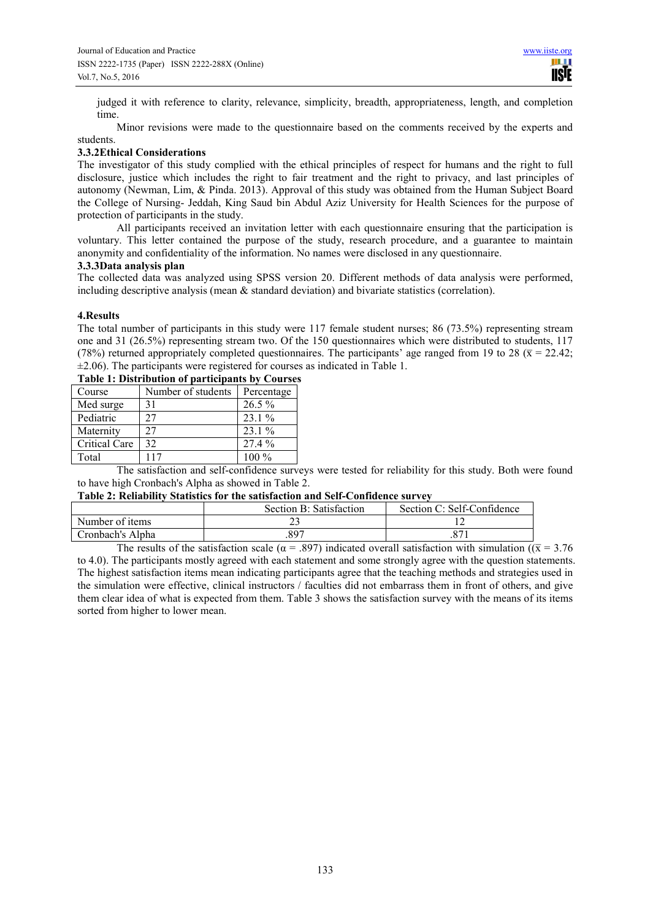judged it with reference to clarity, relevance, simplicity, breadth, appropriateness, length, and completion time.

Minor revisions were made to the questionnaire based on the comments received by the experts and students.

### 3.3.2Ethical Considerations

The investigator of this study complied with the ethical principles of respect for humans and the right to full disclosure, justice which includes the right to fair treatment and the right to privacy, and last principles of autonomy (Newman, Lim, & Pinda. 2013). Approval of this study was obtained from the Human Subject Board the College of Nursing- Jeddah, King Saud bin Abdul Aziz University for Health Sciences for the purpose of protection of participants in the study.

All participants received an invitation letter with each questionnaire ensuring that the participation is voluntary. This letter contained the purpose of the study, research procedure, and a guarantee to maintain anonymity and confidentiality of the information. No names were disclosed in any questionnaire.

### 3.3.3Data analysis plan

The collected data was analyzed using SPSS version 20. Different methods of data analysis were performed, including descriptive analysis (mean & standard deviation) and bivariate statistics (correlation).

## 4.Results

The total number of participants in this study were 117 female student nurses; 86 (73.5%) representing stream one and 31 (26.5%) representing stream two. Of the 150 questionnaires which were distributed to students, 117 (78%) returned appropriately completed questionnaires. The participants' age ranged from 19 to 28 ($\bar{x}$ = 22.42; ±2.06). The participants were registered for courses as indicated in Table 1.

**Table 1: Distribution of participants by Courses**

| Course | Number of students | Percentage |
|---|---|---|
| Med surge | 31 | 26.5 % |
| Pediatric | 27 | 23.1 % |
| Maternity | 27 | 23.1 % |
| Critical Care | 32 | 27.4 % |
| Total | 117 | 100 % |

The satisfaction and self-confidence surveys were tested for reliability for this study. Both were found to have high Cronbach's Alpha as showed in Table 2.

**Table 2: Reliability Statistics for the satisfaction and Self-Confidence survey**

| | Section B: Satisfaction | Section C: Self-Confidence |
|---|---|---|
| Number of items | 23 | 12 |
| Cronbach's Alpha | .897 | .871 |

The results of the satisfaction scale ($\alpha$ = .897) indicated overall satisfaction with simulation (($\bar{x}$ = 3.76 to 4.0). The participants mostly agreed with each statement and some strongly agree with the question statements. The highest satisfaction items mean indicating participants agree that the teaching methods and strategies used in the simulation were effective, clinical instructors / faculties did not embarrass them in front of others, and give them clear idea of what is expected from them. Table 3 shows the satisfaction survey with the means of its items sorted from higher to lower mean.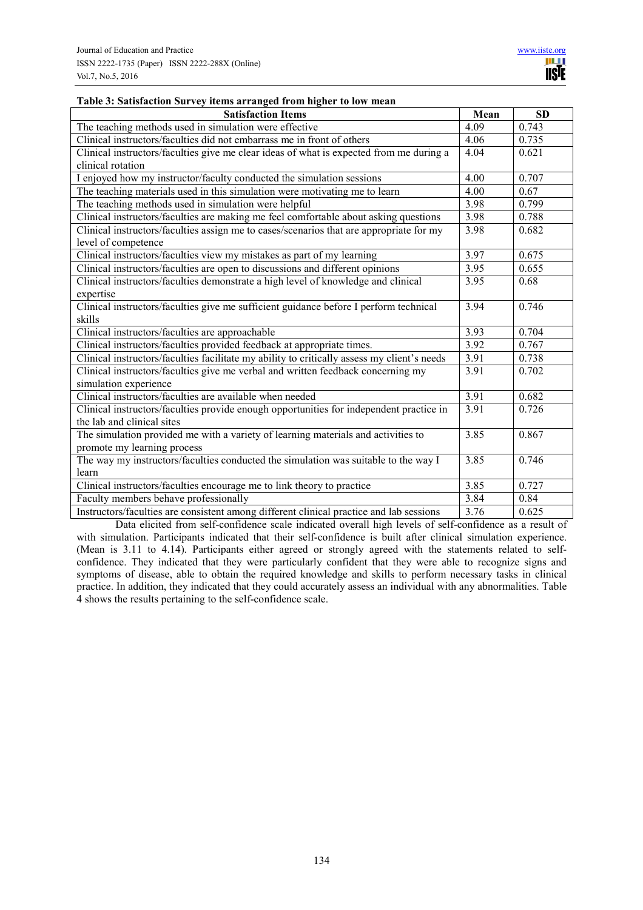**Table 3: Satisfaction Survey items arranged from higher to low mean**

| Satisfaction Items | Mean | SD |
|---|---|---|
| The teaching methods used in simulation were effective | 4.09 | 0.743 |
| Clinical instructors/faculties did not embarrass me in front of others | 4.06 | 0.735 |
| Clinical instructors/faculties give me clear ideas of what is expected from me during a clinical rotation | 4.04 | 0.621 |
| I enjoyed how my instructor/faculty conducted the simulation sessions | 4.00 | 0.707 |
| The teaching materials used in this simulation were motivating me to learn | 4.00 | 0.67 |
| The teaching methods used in simulation were helpful | 3.98 | 0.799 |
| Clinical instructors/faculties are making me feel comfortable about asking questions | 3.98 | 0.788 |
| Clinical instructors/faculties assign me to cases/scenarios that are appropriate for my level of competence | 3.98 | 0.682 |
| Clinical instructors/faculties view my mistakes as part of my learning | 3.97 | 0.675 |
| Clinical instructors/faculties are open to discussions and different opinions | 3.95 | 0.655 |
| Clinical instructors/faculties demonstrate a high level of knowledge and clinical expertise | 3.95 | 0.68 |
| Clinical instructors/faculties give me sufficient guidance before I perform technical skills | 3.94 | 0.746 |
| Clinical instructors/faculties are approachable | 3.93 | 0.704 |
| Clinical instructors/faculties provided feedback at appropriate times. | 3.92 | 0.767 |
| Clinical instructors/faculties facilitate my ability to critically assess my client's needs | 3.91 | 0.738 |
| Clinical instructors/faculties give me verbal and written feedback concerning my simulation experience | 3.91 | 0.702 |
| Clinical instructors/faculties are available when needed | 3.91 | 0.682 |
| Clinical instructors/faculties provide enough opportunities for independent practice in the lab and clinical sites | 3.91 | 0.726 |
| The simulation provided me with a variety of learning materials and activities to promote my learning process | 3.85 | 0.867 |
| The way my instructors/faculties conducted the simulation was suitable to the way I learn | 3.85 | 0.746 |
| Clinical instructors/faculties encourage me to link theory to practice | 3.85 | 0.727 |
| Faculty members behave professionally | 3.84 | 0.84 |
| Instructors/faculties are consistent among different clinical practice and lab sessions | 3.76 | 0.625 |

Data elicited from self-confidence scale indicated overall high levels of self-confidence as a result of with simulation. Participants indicated that their self-confidence is built after clinical simulation experience. (Mean is 3.11 to 4.14). Participants either agreed or strongly agreed with the statements related to self-confidence. They indicated that they were particularly confident that they were able to recognize signs and symptoms of disease, able to obtain the required knowledge and skills to perform necessary tasks in clinical practice. In addition, they indicated that they could accurately assess an individual with any abnormalities. Table 4 shows the results pertaining to the self-confidence scale.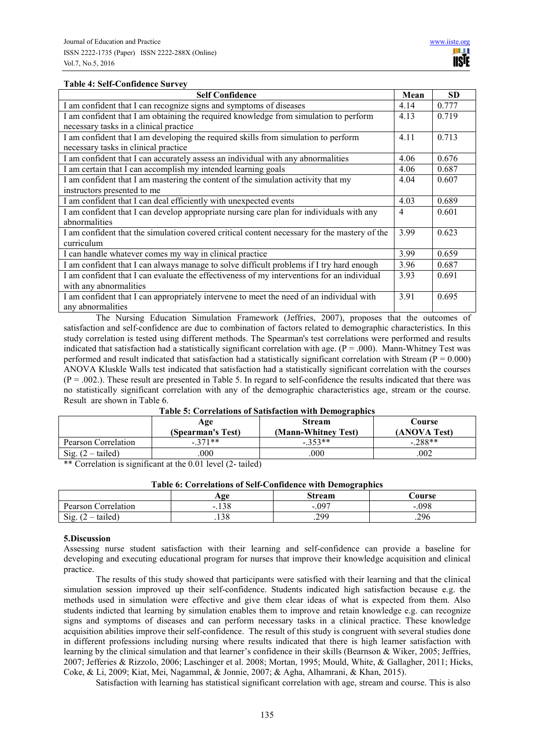**Table 4: Self-Confidence Survey**

| Self Confidence | Mean | SD |
|---|---|---|
| I am confident that I can recognize signs and symptoms of diseases | 4.14 | 0.777 |
| I am confident that I am obtaining the required knowledge from simulation to perform necessary tasks in a clinical practice | 4.13 | 0.719 |
| I am confident that I am developing the required skills from simulation to perform necessary tasks in clinical practice | 4.11 | 0.713 |
| I am confident that I can accurately assess an individual with any abnormalities | 4.06 | 0.676 |
| I am certain that I can accomplish my intended learning goals | 4.06 | 0.687 |
| I am confident that I am mastering the content of the simulation activity that my instructors presented to me | 4.04 | 0.607 |
| I am confident that I can deal efficiently with unexpected events | 4.03 | 0.689 |
| I am confident that I can develop appropriate nursing care plan for individuals with any abnormalities | 4 | 0.601 |
| I am confident that the simulation covered critical content necessary for the mastery of the curriculum | 3.99 | 0.623 |
| I can handle whatever comes my way in clinical practice | 3.99 | 0.659 |
| I am confident that I can always manage to solve difficult problems if I try hard enough | 3.96 | 0.687 |
| I am confident that I can evaluate the effectiveness of my interventions for an individual with any abnormalities | 3.93 | 0.691 |
| I am confident that I can appropriately intervene to meet the need of an individual with any abnormalities | 3.91 | 0.695 |

The Nursing Education Simulation Framework (Jeffries, 2007), proposes that the outcomes of satisfaction and self-confidence are due to combination of factors related to demographic characteristics. In this study correlation is tested using different methods. The Spearman's test correlations were performed and results indicated that satisfaction had a statistically significant correlation with age. ($P = .000$). Mann-Whitney Test was performed and result indicated that satisfaction had a statistically significant correlation with Stream ($P = 0.000$) ANOVA Kluskle Walls test indicated that satisfaction had a statistically significant correlation with the courses ($P = .002$.). These result are presented in Table 5. In regard to self-confidence the results indicated that there was no statistically significant correlation with any of the demographic characteristics age, stream or the course. Result are shown in Table 6.

**Table 5: Correlations of Satisfaction with Demographics**

| | Age (Spearman's Test) | Stream (Mann-Whitney Test) | Course (ANOVA Test) |
|---|---|---|---|
| Pearson Correlation | -.371** | -.353** | -.288** |
| Sig. (2 – tailed) | .000 | .000 | .002 |

** Correlation is significant at the 0.01 level (2- tailed)

**Table 6: Correlations of Self-Confidence with Demographics**

| | Age | Stream | Course |
|---|---|---|---|
| Pearson Correlation | -.138 | -.097 | -.098 |
| Sig. (2 – tailed) | .138 | .299 | .296 |

## 5.Discussion

Assessing nurse student satisfaction with their learning and self-confidence can provide a baseline for developing and executing educational program for nurses that improve their knowledge acquisition and clinical practice.

The results of this study showed that participants were satisfied with their learning and that the clinical simulation session improved up their self-confidence. Students indicated high satisfaction because e.g. the methods used in simulation were effective and give them clear ideas of what is expected from them. Also students indicted that learning by simulation enables them to improve and retain knowledge e.g. can recognize signs and symptoms of diseases and can perform necessary tasks in a clinical practice. These knowledge acquisition abilities improve their self-confidence. The result of this study is congruent with several studies done in different professions including nursing where results indicated that there is high learner satisfaction with learning by the clinical simulation and that learner's confidence in their skills (Bearnson & Wiker, 2005; Jeffries, 2007; Jefferies & Rizzolo, 2006; Laschinger et al. 2008; Mortan, 1995; Mould, White, & Gallagher, 2011; Hicks, Coke, & Li, 2009; Kiat, Mei, Nagammal, & Jonnie, 2007; & Agha, Alhamrani, & Khan, 2015).

Satisfaction with learning has statistical significant correlation with age, stream and course. This is also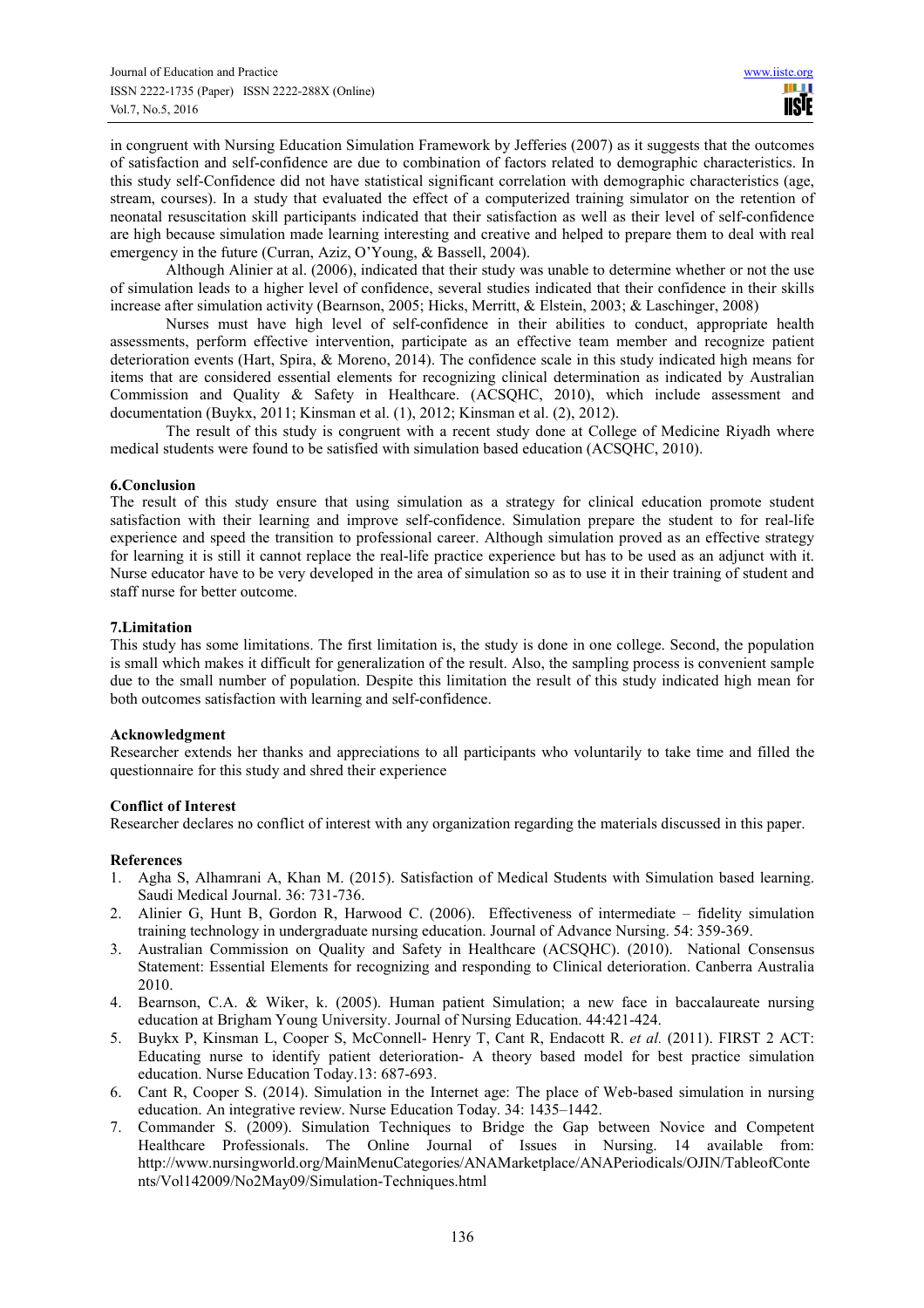in congruent with Nursing Education Simulation Framework by Jefferies (2007) as it suggests that the outcomes of satisfaction and self-confidence are due to combination of factors related to demographic characteristics. In this study self-Confidence did not have statistical significant correlation with demographic characteristics (age, stream, courses). In a study that evaluated the effect of a computerized training simulator on the retention of neonatal resuscitation skill participants indicated that their satisfaction as well as their level of self-confidence are high because simulation made learning interesting and creative and helped to prepare them to deal with real emergency in the future (Curran, Aziz, O'Young, & Bassell, 2004).

Although Alinier at al. (2006), indicated that their study was unable to determine whether or not the use of simulation leads to a higher level of confidence, several studies indicated that their confidence in their skills increase after simulation activity (Bearnson, 2005; Hicks, Merritt, & Elstein, 2003; & Laschinger, 2008)

Nurses must have high level of self-confidence in their abilities to conduct, appropriate health assessments, perform effective intervention, participate as an effective team member and recognize patient deterioration events (Hart, Spira, & Moreno, 2014). The confidence scale in this study indicated high means for items that are considered essential elements for recognizing clinical determination as indicated by Australian Commission and Quality & Safety in Healthcare. (ACSQHC, 2010), which include assessment and documentation (Buykx, 2011; Kinsman et al. (1), 2012; Kinsman et al. (2), 2012).

The result of this study is congruent with a recent study done at College of Medicine Riyadh where medical students were found to be satisfied with simulation based education (ACSQHC, 2010).

## 6.Conclusion

The result of this study ensure that using simulation as a strategy for clinical education promote student satisfaction with their learning and improve self-confidence. Simulation prepare the student to for real-life experience and speed the transition to professional career. Although simulation proved as an effective strategy for learning it is still it cannot replace the real-life practice experience but has to be used as an adjunct with it. Nurse educator have to be very developed in the area of simulation so as to use it in their training of student and staff nurse for better outcome.

## 7.Limitation

This study has some limitations. The first limitation is, the study is done in one college. Second, the population is small which makes it difficult for generalization of the result. Also, the sampling process is convenient sample due to the small number of population. Despite this limitation the result of this study indicated high mean for both outcomes satisfaction with learning and self-confidence.

## Acknowledgment

Researcher extends her thanks and appreciations to all participants who voluntarily to take time and filled the questionnaire for this study and shred their experience

## Conflict of Interest

Researcher declares no conflict of interest with any organization regarding the materials discussed in this paper.

## References

1. Agha S, Alhamrani A, Khan M. (2015). Satisfaction of Medical Students with Simulation based learning. Saudi Medical Journal. 36: 731-736.
2. Alinier G, Hunt B, Gordon R, Harwood C. (2006). Effectiveness of intermediate – fidelity simulation training technology in undergraduate nursing education. Journal of Advance Nursing. 54: 359-369.
3. Australian Commission on Quality and Safety in Healthcare (ACSQHC). (2010). National Consensus Statement: Essential Elements for recognizing and responding to Clinical deterioration. Canberra Australia 2010.
4. Bearnson, C.A. & Wiker, k. (2005). Human patient Simulation; a new face in baccalaureate nursing education at Brigham Young University. Journal of Nursing Education. 44:421-424.
5. Buykx P, Kinsman L, Cooper S, McConnell- Henry T, Cant R, Endacott R. *et al.* (2011). FIRST 2 ACT: Educating nurse to identify patient deterioration- A theory based model for best practice simulation education. Nurse Education Today.13: 687-693.
6. Cant R, Cooper S. (2014). Simulation in the Internet age: The place of Web-based simulation in nursing education. An integrative review. Nurse Education Today. 34: 1435–1442.
7. Commander S. (2009). Simulation Techniques to Bridge the Gap between Novice and Competent Healthcare Professionals. The Online Journal of Issues in Nursing. 14 available from: http://www.nursingworld.org/MainMenuCategories/ANAMarketplace/ANAPeriodicals/OJIN/TableofContents/Vol142009/No2May09/Simulation-Techniques.html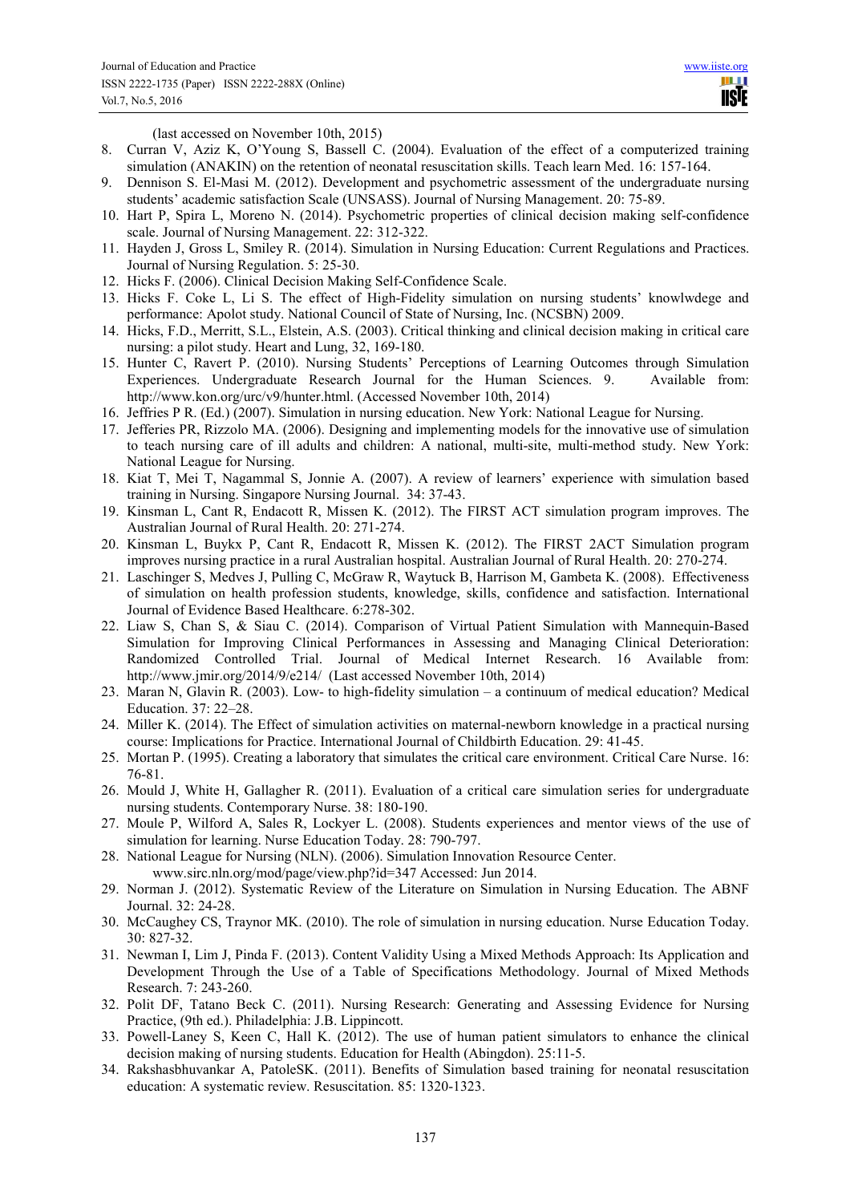(last accessed on November 10th, 2015)

8. Curran V, Aziz K, O'Young S, Bassell C. (2004). Evaluation of the effect of a computerized training simulation (ANAKIN) on the retention of neonatal resuscitation skills. Teach learn Med. 16: 157-164.
9. Dennison S. El-Masi M. (2012). Development and psychometric assessment of the undergraduate nursing students' academic satisfaction Scale (UNSASS). Journal of Nursing Management. 20: 75-89.
10. Hart P, Spira L, Moreno N. (2014). Psychometric properties of clinical decision making self-confidence scale. Journal of Nursing Management. 22: 312-322.
11. Hayden J, Gross L, Smiley R. (2014). Simulation in Nursing Education: Current Regulations and Practices. Journal of Nursing Regulation. 5: 25-30.
12. Hicks F. (2006). Clinical Decision Making Self-Confidence Scale.
13. Hicks F. Coke L, Li S. The effect of High-Fidelity simulation on nursing students' knowlwdege and performance: Apolot study. National Council of State of Nursing, Inc. (NCSBN) 2009.
14. Hicks, F.D., Merritt, S.L., Elstein, A.S. (2003). Critical thinking and clinical decision making in critical care nursing: a pilot study. Heart and Lung, 32, 169-180.
15. Hunter C, Ravert P. (2010). Nursing Students' Perceptions of Learning Outcomes through Simulation Experiences. Undergraduate Research Journal for the Human Sciences. 9. Available from: http://www.kon.org/urc/v9/hunter.html. (Accessed November 10th, 2014)
16. Jeffries P R. (Ed.) (2007). Simulation in nursing education. New York: National League for Nursing.
17. Jefferies PR, Rizzolo MA. (2006). Designing and implementing models for the innovative use of simulation to teach nursing care of ill adults and children: A national, multi-site, multi-method study. New York: National League for Nursing.
18. Kiat T, Mei T, Nagammal S, Jonnie A. (2007). A review of learners' experience with simulation based training in Nursing. Singapore Nursing Journal. 34: 37-43.
19. Kinsman L, Cant R, Endacott R, Missen K. (2012). The FIRST ACT simulation program improves. The Australian Journal of Rural Health. 20: 271-274.
20. Kinsman L, Buykx P, Cant R, Endacott R, Missen K. (2012). The FIRST 2ACT Simulation program improves nursing practice in a rural Australian hospital. Australian Journal of Rural Health. 20: 270-274.
21. Laschinger S, Medves J, Pulling C, McGraw R, Waytuck B, Harrison M, Gambeta K. (2008). Effectiveness of simulation on health profession students, knowledge, skills, confidence and satisfaction. International Journal of Evidence Based Healthcare. 6:278-302.
22. Liaw S, Chan S, & Siau C. (2014). Comparison of Virtual Patient Simulation with Mannequin-Based Simulation for Improving Clinical Performances in Assessing and Managing Clinical Deterioration: Randomized Controlled Trial. Journal of Medical Internet Research. 16 Available from: http://www.jmir.org/2014/9/e214/ (Last accessed November 10th, 2014)
23. Maran N, Glavin R. (2003). Low- to high-fidelity simulation – a continuum of medical education? Medical Education. 37: 22–28.
24. Miller K. (2014). The Effect of simulation activities on maternal-newborn knowledge in a practical nursing course: Implications for Practice. International Journal of Childbirth Education. 29: 41-45.
25. Mortan P. (1995). Creating a laboratory that simulates the critical care environment. Critical Care Nurse. 16: 76-81.
26. Mould J, White H, Gallagher R. (2011). Evaluation of a critical care simulation series for undergraduate nursing students. Contemporary Nurse. 38: 180-190.
27. Moule P, Wilford A, Sales R, Lockyer L. (2008). Students experiences and mentor views of the use of simulation for learning. Nurse Education Today. 28: 790-797.
28. National League for Nursing (NLN). (2006). Simulation Innovation Resource Center. www.sirc.nln.org/mod/page/view.php?id=347 Accessed: Jun 2014.
29. Norman J. (2012). Systematic Review of the Literature on Simulation in Nursing Education. The ABNF Journal. 32: 24-28.
30. McCaughey CS, Traynor MK. (2010). The role of simulation in nursing education. Nurse Education Today. 30: 827-32.
31. Newman I, Lim J, Pinda F. (2013). Content Validity Using a Mixed Methods Approach: Its Application and Development Through the Use of a Table of Specifications Methodology. Journal of Mixed Methods Research. 7: 243-260.
32. Polit DF, Tatano Beck C. (2011). Nursing Research: Generating and Assessing Evidence for Nursing Practice, (9th ed.). Philadelphia: J.B. Lippincott.
33. Powell-Laney S, Keen C, Hall K. (2012). The use of human patient simulators to enhance the clinical decision making of nursing students. Education for Health (Abingdon). 25:11-5.
34. Rakshasbhuvankar A, PatoleSK. (2011). Benefits of Simulation based training for neonatal resuscitation education: A systematic review. Resuscitation. 85: 1320-1323.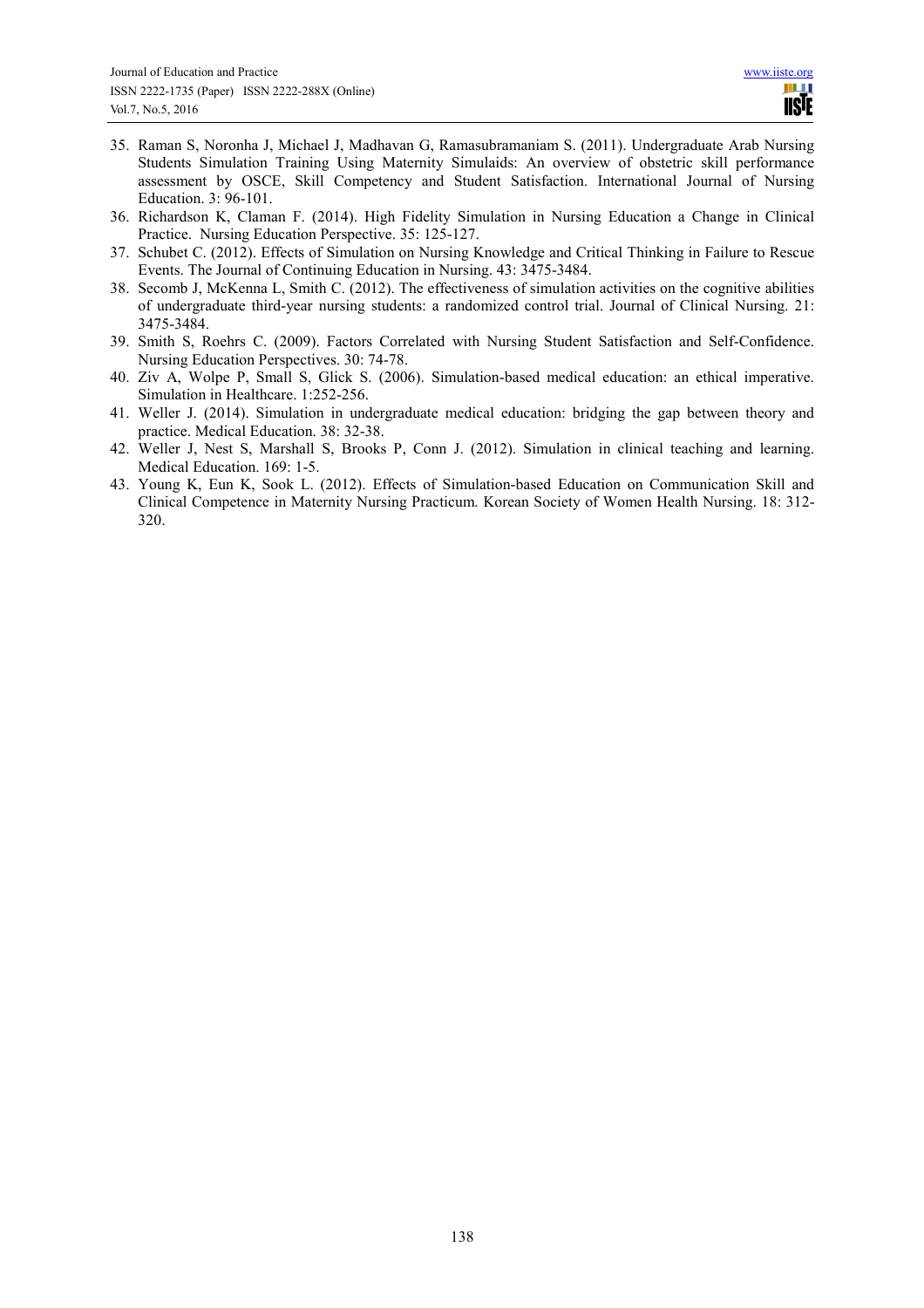35. Raman S, Noronha J, Michael J, Madhavan G, Ramasubramaniam S. (2011). Undergraduate Arab Nursing Students Simulation Training Using Maternity Simulaids: An overview of obstetric skill performance assessment by OSCE, Skill Competency and Student Satisfaction. International Journal of Nursing Education. 3: 96-101.
36. Richardson K, Claman F. (2014). High Fidelity Simulation in Nursing Education a Change in Clinical Practice. Nursing Education Perspective. 35: 125-127.
37. Schubet C. (2012). Effects of Simulation on Nursing Knowledge and Critical Thinking in Failure to Rescue Events. The Journal of Continuing Education in Nursing. 43: 3475-3484.
38. Secomb J, McKenna L, Smith C. (2012). The effectiveness of simulation activities on the cognitive abilities of undergraduate third-year nursing students: a randomized control trial. Journal of Clinical Nursing. 21: 3475-3484.
39. Smith S, Roehrs C. (2009). Factors Correlated with Nursing Student Satisfaction and Self-Confidence. Nursing Education Perspectives. 30: 74-78.
40. Ziv A, Wolpe P, Small S, Glick S. (2006). Simulation-based medical education: an ethical imperative. Simulation in Healthcare. 1:252-256.
41. Weller J. (2014). Simulation in undergraduate medical education: bridging the gap between theory and practice. Medical Education. 38: 32-38.
42. Weller J, Nest S, Marshall S, Brooks P, Conn J. (2012). Simulation in clinical teaching and learning. Medical Education. 169: 1-5.
43. Young K, Eun K, Sook L. (2012). Effects of Simulation-based Education on Communication Skill and Clinical Competence in Maternity Nursing Practicum. Korean Society of Women Health Nursing. 18: 312-320.